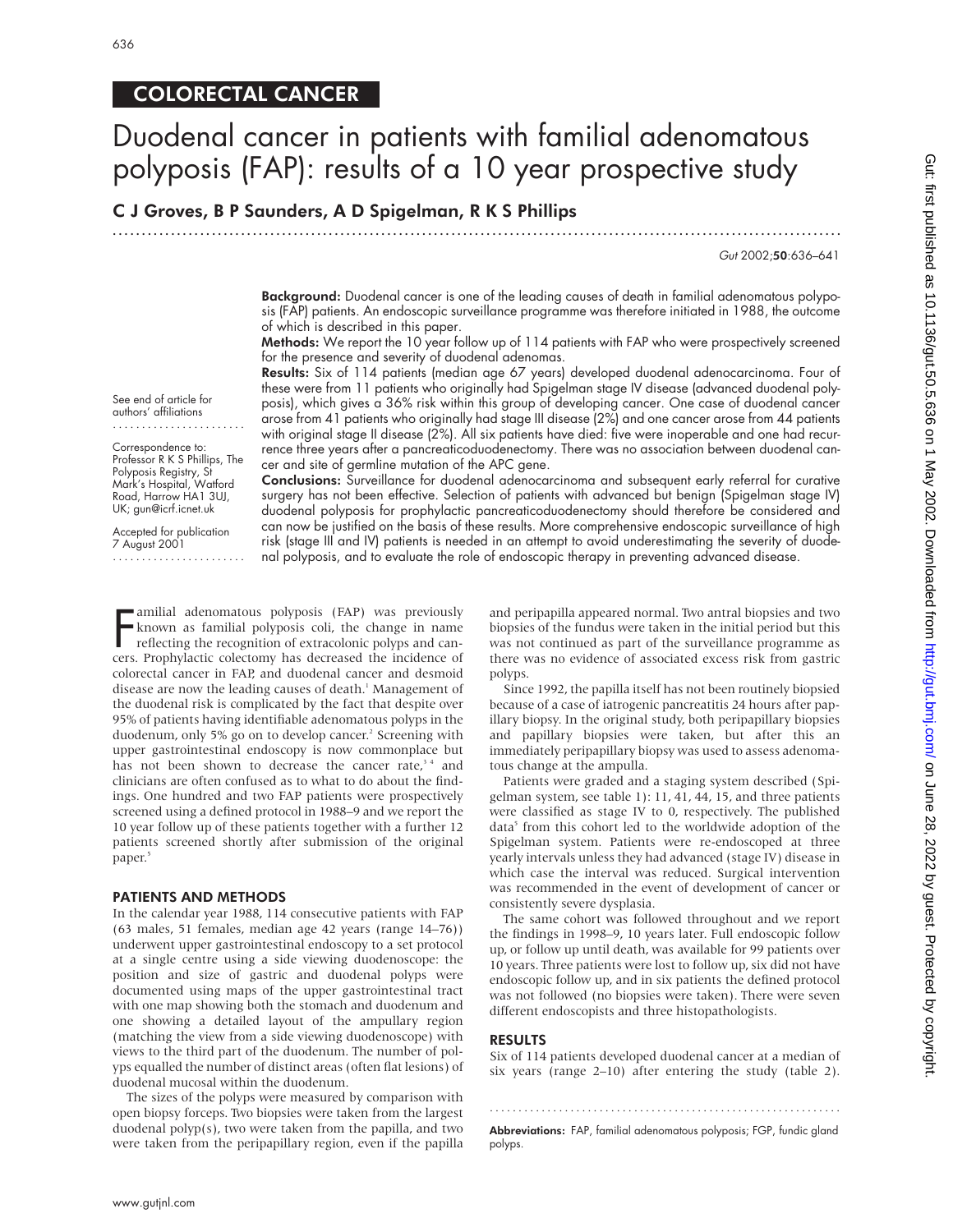COLORECTAL CANCER

# Duodenal cancer in patients with familial adenomatous polyposis (FAP): results of a 10 year prospective study

**C J Groves, B P Saunders, A D Spigelman, R K S Phillips**

See end of article for authors' affiliations

Correspondence to: Professor R K S Phillips, The Polyposis Registry, St Mark's Hospital, Watford Road, Harrow HA1 3UJ, UK; gun@icrf.icnet.uk

Accepted for publication 7 August 2001

**Background:** Duodenal cancer is one of the leading causes of death in familial adenomatous polyposis (FAP) patients. An endoscopic surveillance programme was therefore initiated in 1988, the outcome of which is described in this paper.

**Methods:** We report the 10 year follow up of 114 patients with FAP who were prospectively screened for the presence and severity of duodenal adenomas.

**Results:** Six of 114 patients (median age 67 years) developed duodenal adenocarcinoma. Four of these were from 11 patients who originally had Spigelman stage IV disease (advanced duodenal polyposis), which gives a 36% risk within this group of developing cancer. One case of duodenal cancer arose from 41 patients who originally had stage III disease (2%) and one cancer arose from 44 patients with original stage II disease (2%). All six patients have died: five were inoperable and one had recurrence three years after a pancreaticoduodenectomy. There was no association between duodenal cancer and site of germline mutation of the APC gene.

**Conclusions:** Surveillance for duodenal adenocarcinoma and subsequent early referral for curative surgery has not been effective. Selection of patients with advanced but benign (Spigelman stage IV) duodenal polyposis for prophylactic pancreaticoduodenectomy should therefore be considered and can now be justified on the basis of these results. More comprehensive endoscopic surveillance of high risk (stage III and IV) patients is needed in an attempt to avoid underestimating the severity of duodenal polyposis, and to evaluate the role of endoscopic therapy in preventing advanced disease.

Familial adenomatous polyposis (FAP) was previously known as familial polyposis coli, the change in name reflecting the recognition of extracolonic polyps and cancers. Prophylactic colectomy has decreased the incidence of colorectal cancer in FAP, and duodenal cancer and desmoid disease are now the leading causes of death.[1] Management of the duodenal risk is complicated by the fact that despite over 95% of patients having identifiable adenomatous polyps in the duodenum, only 5% go on to develop cancer.[2] Screening with upper gastrointestinal endoscopy is now commonplace but has not been shown to decrease the cancer rate,[3,4] and clinicians are often confused as to what to do about the findings. One hundred and two FAP patients were prospectively screened using a defined protocol in 1988–9 and we report the 10 year follow up of these patients together with a further 12 patients screened shortly after submission of the original paper.[5]

## PATIENTS AND METHODS

In the calendar year 1988, 114 consecutive patients with FAP (63 males, 51 females, median age 42 years (range 14–76)) underwent upper gastrointestinal endoscopy to a set protocol at a single centre using a side viewing duodenoscope: the position and size of gastric and duodenal polyps were documented using maps of the upper gastrointestinal tract with one map showing both the stomach and duodenum and one showing a detailed layout of the ampullary region (matching the view from a side viewing duodenoscope) with views to the third part of the duodenum. The number of polyps equalled the number of distinct areas (often flat lesions) of duodenal mucosal within the duodenum.

The sizes of the polyps were measured by comparison with open biopsy forceps. Two biopsies were taken from the largest duodenal polyp(s), two were taken from the papilla, and two were taken from the peripapillary region, even if the papilla and peripapilla appeared normal. Two antral biopsies and two biopsies of the fundus were taken in the initial period but this was not continued as part of the surveillance programme as there was no evidence of associated excess risk from gastric polyps.

Since 1992, the papilla itself has not been routinely biopsied because of a case of iatrogenic pancreatitis 24 hours after papillary biopsy. In the original study, both peripapillary biopsies and papillary biopsies were taken, but after this an immediately peripapillary biopsy was used to assess adenomatous change at the ampulla.

Patients were graded and a staging system described (Spigelman system, see table 1): 11, 41, 44, 15, and three patients were classified as stage IV to 0, respectively. The published data[5] from this cohort led to the worldwide adoption of the Spigelman system. Patients were re-endoscoped at three yearly intervals unless they had advanced (stage IV) disease in which case the interval was reduced. Surgical intervention was recommended in the event of development of cancer or consistently severe dysplasia.

The same cohort was followed throughout and we report the findings in 1998–9, 10 years later. Full endoscopic follow up, or follow up until death, was available for 99 patients over 10 years. Three patients were lost to follow up, six did not have endoscopic follow up, and in six patients the defined protocol was not followed (no biopsies were taken). There were seven different endoscopists and three histopathologists.

## RESULTS

Six of 114 patients developed duodenal cancer at a median of six years (range 2–10) after entering the study (table 2).

**Abbreviations:** FAP, familial adenomatous polyposis; FGP, fundic gland polyps.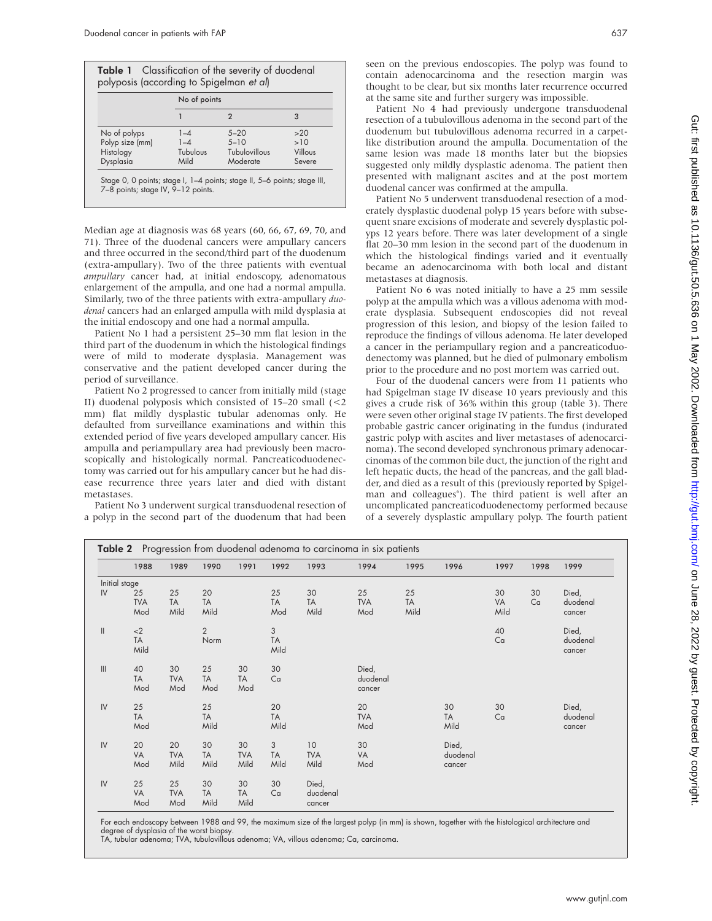**Table 1** Classification of the severity of duodenal polyposis (according to Spigelman *et al*)

| | No of points | | |
|---|---|---|---|
| | 1 | 2 | 3 |
| No of polyps | 1–4 | 5–20 | >20 |
| Polyp size (mm) | 1–4 | 5–10 | >10 |
| Histology | Tubulous | Tubulovillous | Villous |
| Dysplasia | Mild | Moderate | Severe |

Stage 0, 0 points; stage I, 1–4 points; stage II, 5–6 points; stage III, 7–8 points; stage IV, 9–12 points.

Median age at diagnosis was 68 years (60, 66, 67, 69, 70, and 71). Three of the duodenal cancers were ampullary cancers and three occurred in the second/third part of the duodenum (extra-ampullary). Two of the three patients with eventual *ampullary* cancer had, at initial endoscopy, adenomatous enlargement of the ampulla, and one had a normal ampulla. Similarly, two of the three patients with extra-ampullary *duodenal* cancers had an enlarged ampulla with mild dysplasia at the initial endoscopy and one had a normal ampulla.

Patient No 1 had a persistent 25–30 mm flat lesion in the third part of the duodenum in which the histological findings were of mild to moderate dysplasia. Management was conservative and the patient developed cancer during the period of surveillance.

Patient No 2 progressed to cancer from initially mild (stage II) duodenal polyposis which consisted of 15–20 small (<2 mm) flat mildly dysplastic tubular adenomas only. He defaulted from surveillance examinations and within this extended period of five years developed ampullary cancer. His ampulla and periampullary area had previously been macroscopically and histologically normal. Pancreaticoduodenectomy was carried out for his ampullary cancer but he had disease recurrence three years later and died with distant metastases.

Patient No 3 underwent surgical transduodenal resection of a polyp in the second part of the duodenum that had been seen on the previous endoscopies. The polyp was found to contain adenocarcinoma and the resection margin was thought to be clear, but six months later recurrence occurred at the same site and further surgery was impossible.

Patient No 4 had previously undergone transduodenal resection of a tubulovillous adenoma in the second part of the duodenum but tubulovillous adenoma recurred in a carpet-like distribution around the ampulla. Documentation of the same lesion was made 18 months later but the biopsies suggested only mildly dysplastic adenoma. The patient then presented with malignant ascites and at the post mortem duodenal cancer was confirmed at the ampulla.

Patient No 5 underwent transduodenal resection of a moderately dysplastic duodenal polyp 15 years before with subsequent snare excisions of moderate and severely dysplastic polyps 12 years before. There was later development of a single flat 20–30 mm lesion in the second part of the duodenum in which the histological findings varied and it eventually became an adenocarcinoma with both local and distant metastases at diagnosis.

Patient No 6 was noted initially to have a 25 mm sessile polyp at the ampulla which was a villous adenoma with moderate dysplasia. Subsequent endoscopies did not reveal progression of this lesion, and biopsy of the lesion failed to reproduce the findings of villous adenoma. He later developed a cancer in the periampullary region and a pancreaticoduodenectomy was planned, but he died of pulmonary embolism prior to the procedure and no post mortem was carried out.

Four of the duodenal cancers were from 11 patients who had Spigelman stage IV disease 10 years previously and this gives a crude risk of 36% within this group (table 3). There were seven other original stage IV patients. The first developed probable gastric cancer originating in the fundus (indurated gastric polyp with ascites and liver metastases of adenocarcinoma). The second developed synchronous primary adenocarcinomas of the common bile duct, the junction of the right and left hepatic ducts, the head of the pancreas, and the gall bladder, and died as a result of this (previously reported by Spigelman and colleagues[6]). The third patient is well after an uncomplicated pancreaticoduodenectomy performed because of a severely dysplastic ampullary polyp. The fourth patient

**Table 2** Progression from duodenal adenoma to carcinoma in six patients

| Initial stage | 1988 | 1989 | 1990 | 1991 | 1992 | 1993 | 1994 | 1995 | 1996 | 1997 | 1998 | 1999 |
|---|---|---|---|---|---|---|---|---|---|---|---|---|
| IV | 25 TVA Mod | 25 TA Mild | 20 TA Mild | | 25 TA Mod | 30 TA Mild | 25 TVA Mod | 25 TA Mild | | 30 VA Mild | 30 Ca | Died, duodenal cancer |
| II | <2 TA Mild | | 2 Norm | | 3 TA Mild | | | | | 40 Ca | | Died, duodenal cancer |
| III | 40 TA Mod | 30 TVA Mod | 25 TA Mod | 30 TA Mod | 30 Ca | | Died, duodenal cancer | | | | | |
| IV | 25 TA Mod | | 25 TA Mild | | 20 TA Mild | | 20 TVA Mod | | 30 TA Mild | 30 Ca | | Died, duodenal cancer |
| IV | 20 VA Mod | 20 TVA Mild | 30 TA Mild | 30 TVA Mild | 3 TA Mild | 10 TVA Mild | 30 VA Mod | | Died, duodenal cancer | | | |
| IV | 25 VA Mod | 25 TVA Mod | 30 TA Mild | 30 TA Mild | 30 Ca | Died, duodenal cancer | | | | | | |

For each endoscopy between 1988 and 99, the maximum size of the largest polyp (in mm) is shown, together with the histological architecture and degree of dysplasia of the worst biopsy.
TA, tubular adenoma; TVA, tubulovillous adenoma; VA, villous adenoma; Ca, carcinoma.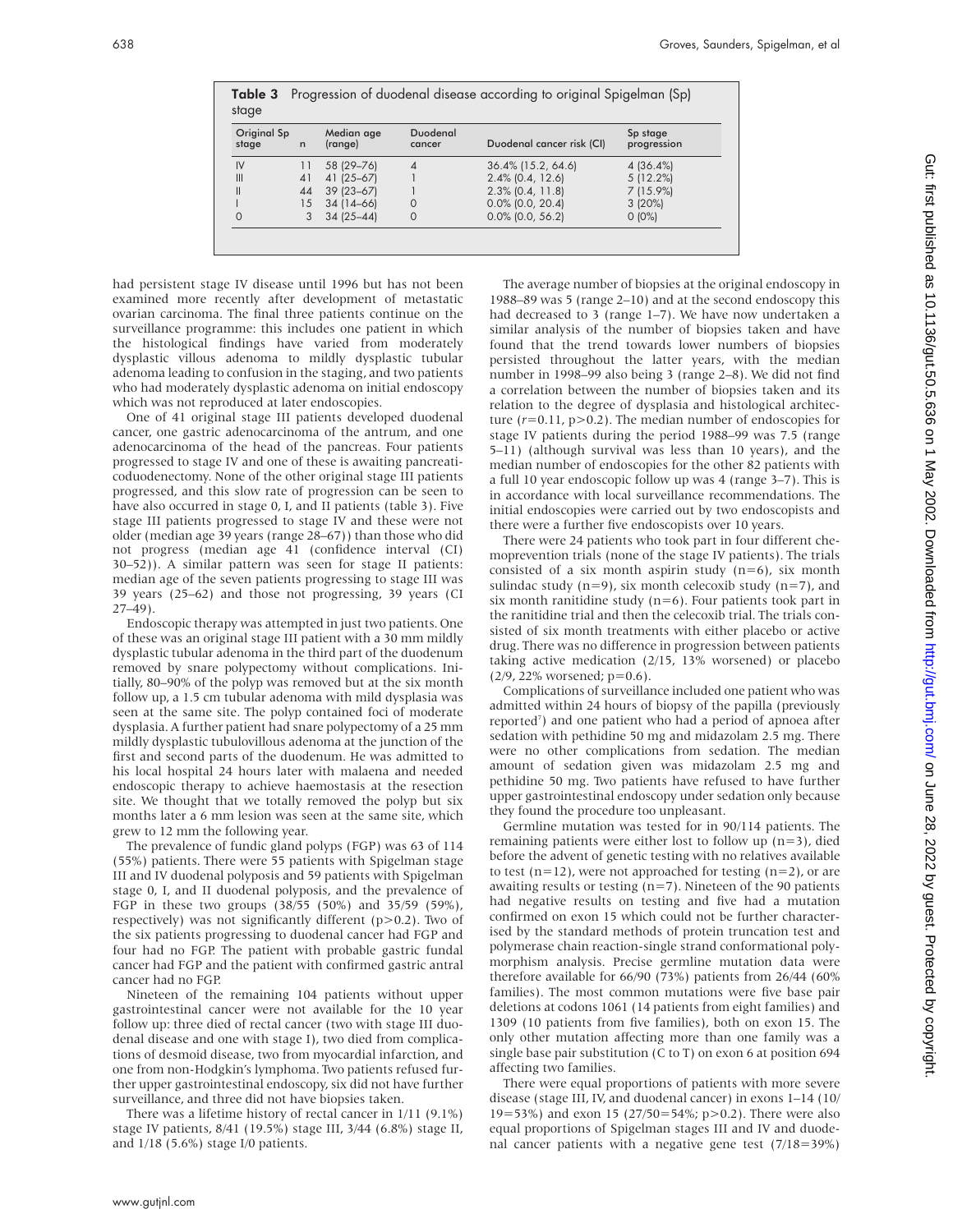**Table 3** Progression of duodenal disease according to original Spigelman (Sp) stage

| Original Sp stage | n | Median age (range) | Duodenal cancer | Duodenal cancer risk (CI) | Sp stage progression |
|---|---|---|---|---|---|
| IV | 11 | 58 (29–76) | 4 | 36.4% (15.2, 64.6) | 4 (36.4%) |
| III | 41 | 41 (25–67) | 1 | 2.4% (0.4, 12.6) | 5 (12.2%) |
| II | 44 | 39 (23–67) | 1 | 2.3% (0.4, 11.8) | 7 (15.9%) |
| I | 15 | 34 (14–66) | 0 | 0.0% (0.0, 20.4) | 3 (20%) |
| 0 | 3 | 34 (25–44) | 0 | 0.0% (0.0, 56.2) | 0 (0%) |

had persistent stage IV disease until 1996 but has not been examined more recently after development of metastatic ovarian carcinoma. The final three patients continue on the surveillance programme: this includes one patient in which the histological findings have varied from moderately dysplastic villous adenoma to mildly dysplastic tubular adenoma leading to confusion in the staging, and two patients who had moderately dysplastic adenoma on initial endoscopy which was not reproduced at later endoscopies.

One of 41 original stage III patients developed duodenal cancer, one gastric adenocarcinoma of the antrum, and one adenocarcinoma of the head of the pancreas. Four patients progressed to stage IV and one of these is awaiting pancreaticoduodenectomy. None of the other original stage III patients progressed, and this slow rate of progression can be seen to have also occurred in stage 0, I, and II patients (table 3). Five stage III patients progressed to stage IV and these were not older (median age 39 years (range 28–67)) than those who did not progress (median age 41 (confidence interval (CI) 30–52)). A similar pattern was seen for stage II patients: median age of the seven patients progressing to stage III was 39 years (25–62) and those not progressing, 39 years (CI 27–49).

Endoscopic therapy was attempted in just two patients. One of these was an original stage III patient with a 30 mm mildly dysplastic tubular adenoma in the third part of the duodenum removed by snare polypectomy without complications. Initially, 80–90% of the polyp was removed but at the six month follow up, a 1.5 cm tubular adenoma with mild dysplasia was seen at the same site. The polyp contained foci of moderate dysplasia. A further patient had snare polypectomy of a 25 mm mildly dysplastic tubulovillous adenoma at the junction of the first and second parts of the duodenum. He was admitted to his local hospital 24 hours later with malaena and needed endoscopic therapy to achieve haemostasis at the resection site. We thought that we totally removed the polyp but six months later a 6 mm lesion was seen at the same site, which grew to 12 mm the following year.

The prevalence of fundic gland polyps (FGP) was 63 of 114 (55%) patients. There were 55 patients with Spigelman stage III and IV duodenal polyposis and 59 patients with Spigelman stage 0, I, and II duodenal polyposis, and the prevalence of FGP in these two groups (38/55 (50%) and 35/59 (59%), respectively) was not significantly different (p>0.2). Two of the six patients progressing to duodenal cancer had FGP and four had no FGP. The patient with probable gastric fundal cancer had FGP and the patient with confirmed gastric antral cancer had no FGP.

Nineteen of the remaining 104 patients without upper gastrointestinal cancer were not available for the 10 year follow up: three died of rectal cancer (two with stage III duodenal disease and one with stage I), two died from complications of desmoid disease, two from myocardial infarction, and one from non-Hodgkin's lymphoma. Two patients refused further upper gastrointestinal endoscopy, six did not have further surveillance, and three did not have biopsies taken.

There was a lifetime history of rectal cancer in 1/11 (9.1%) stage IV patients, 8/41 (19.5%) stage III, 3/44 (6.8%) stage II, and 1/18 (5.6%) stage I/0 patients.

The average number of biopsies at the original endoscopy in 1988–89 was 5 (range 2–10) and at the second endoscopy this had decreased to 3 (range 1–7). We have now undertaken a similar analysis of the number of biopsies taken and have found that the trend towards lower numbers of biopsies persisted throughout the latter years, with the median number in 1998–99 also being 3 (range 2–8). We did not find a correlation between the number of biopsies taken and its relation to the degree of dysplasia and histological architecture ($r$=0.11, p>0.2). The median number of endoscopies for stage IV patients during the period 1988–99 was 7.5 (range 5–11) (although survival was less than 10 years), and the median number of endoscopies for the other 82 patients with a full 10 year endoscopic follow up was 4 (range 3–7). This is in accordance with local surveillance recommendations. The initial endoscopies were carried out by two endoscopists and there were a further five endoscopists over 10 years.

There were 24 patients who took part in four different chemoprevention trials (none of the stage IV patients). The trials consisted of a six month aspirin study (n=6), six month sulindac study (n=9), six month celecoxib study (n=7), and six month ranitidine study (n=6). Four patients took part in the ranitidine trial and then the celecoxib trial. The trials consisted of six month treatments with either placebo or active drug. There was no difference in progression between patients taking active medication (2/15, 13% worsened) or placebo (2/9, 22% worsened; p=0.6).

Complications of surveillance included one patient who was admitted within 24 hours of biopsy of the papilla (previously reported[7]) and one patient who had a period of apnoea after sedation with pethidine 50 mg and midazolam 2.5 mg. There were no other complications from sedation. The median amount of sedation given was midazolam 2.5 mg and pethidine 50 mg. Two patients have refused to have further upper gastrointestinal endoscopy under sedation only because they found the procedure too unpleasant.

Germline mutation was tested for in 90/114 patients. The remaining patients were either lost to follow up (n=3), died before the advent of genetic testing with no relatives available to test (n=12), were not approached for testing (n=2), or are awaiting results or testing (n=7). Nineteen of the 90 patients had negative results on testing and five had a mutation confirmed on exon 15 which could not be further characterised by the standard methods of protein truncation test and polymerase chain reaction-single strand conformational polymorphism analysis. Precise germline mutation data were therefore available for 66/90 (73%) patients from 26/44 (60% families). The most common mutations were five base pair deletions at codons 1061 (14 patients from eight families) and 1309 (10 patients from five families), both on exon 15. The only other mutation affecting more than one family was a single base pair substitution (C to T) on exon 6 at position 694 affecting two families.

There were equal proportions of patients with more severe disease (stage III, IV, and duodenal cancer) in exons 1–14 (10/19=53%) and exon 15 (27/50=54%; p>0.2). There were also equal proportions of Spigelman stages III and IV and duodenal cancer patients with a negative gene test (7/18=39%)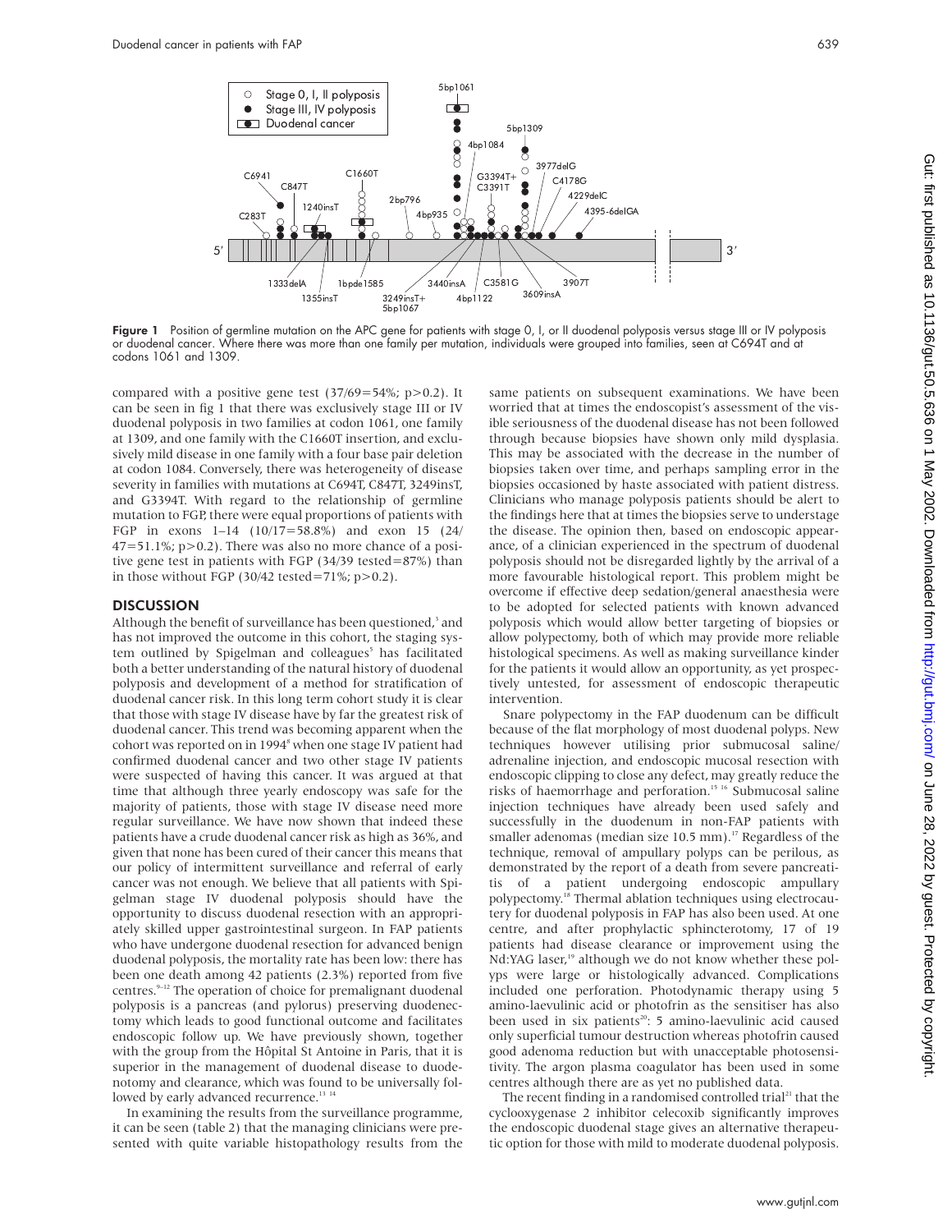**Figure 1** Position of germline mutation on the APC gene for patients with stage 0, I, or II duodenal polyposis versus stage III or IV polyposis or duodenal cancer. Where there was more than one family per mutation, individuals were grouped into families, seen at C694T and at codons 1061 and 1309.

compared with a positive gene test (37/69=54%; p>0.2). It can be seen in fig 1 that there was exclusively stage III or IV duodenal polyposis in two families at codon 1061, one family at 1309, and one family with the C1660T insertion, and exclusively mild disease in one family with a four base pair deletion at codon 1084. Conversely, there was heterogeneity of disease severity in families with mutations at C694T, C847T, 3249insT, and G3394T. With regard to the relationship of germline mutation to FGP, there were equal proportions of patients with FGP in exons 1–14 (10/17=58.8%) and exon 15 (24/47=51.1%; p>0.2). There was also no more chance of a positive gene test in patients with FGP (34/39 tested=87%) than in those without FGP (30/42 tested=71%; p>0.2).

## DISCUSSION

Although the benefit of surveillance has been questioned,[3] and has not improved the outcome in this cohort, the staging system outlined by Spigelman and colleagues[5] has facilitated both a better understanding of the natural history of duodenal polyposis and development of a method for stratification of duodenal cancer risk. In this long term cohort study it is clear that those with stage IV disease have by far the greatest risk of duodenal cancer. This trend was becoming apparent when the cohort was reported on in 1994[8] when one stage IV patient had confirmed duodenal cancer and two other stage IV patients were suspected of having this cancer. It was argued at that time that although three yearly endoscopy was safe for the majority of patients, those with stage IV disease need more regular surveillance. We have now shown that indeed these patients have a crude duodenal cancer risk as high as 36%, and given that none has been cured of their cancer this means that our policy of intermittent surveillance and referral of early cancer was not enough. We believe that all patients with Spigelman stage IV duodenal polyposis should have the opportunity to discuss duodenal resection with an appropriately skilled upper gastrointestinal surgeon. In FAP patients who have undergone duodenal resection for advanced benign duodenal polyposis, the mortality rate has been low: there has been one death among 42 patients (2.3%) reported from five centres.[9–12] The operation of choice for premalignant duodenal polyposis is a pancreas (and pylorus) preserving duodenectomy which leads to good functional outcome and facilitates endoscopic follow up. We have previously shown, together with the group from the Hôpital St Antoine in Paris, that it is superior in the management of duodenal disease to duodenotomy and clearance, which was found to be universally followed by early advanced recurrence.[13 14]

In examining the results from the surveillance programme, it can be seen (table 2) that the managing clinicians were presented with quite variable histopathology results from the same patients on subsequent examinations. We have been worried that at times the endoscopist's assessment of the visible seriousness of the duodenal disease has not been followed through because biopsies have shown only mild dysplasia. This may be associated with the decrease in the number of biopsies taken over time, and perhaps sampling error in the biopsies occasioned by haste associated with patient distress. Clinicians who manage polyposis patients should be alert to the findings here that at times the biopsies serve to understage the disease. The opinion then, based on endoscopic appearance, of a clinician experienced in the spectrum of duodenal polyposis should not be disregarded lightly by the arrival of a more favourable histological report. This problem might be overcome if effective deep sedation/general anaesthesia were to be adopted for selected patients with known advanced polyposis which would allow better targeting of biopsies or allow polypectomy, both of which may provide more reliable histological specimens. As well as making surveillance kinder for the patients it would allow an opportunity, as yet prospectively untested, for assessment of endoscopic therapeutic intervention.

Snare polypectomy in the FAP duodenum can be difficult because of the flat morphology of most duodenal polyps. New techniques however utilising prior submucosal saline/adrenaline injection, and endoscopic mucosal resection with endoscopic clipping to close any defect, may greatly reduce the risks of haemorrhage and perforation.[15 16] Submucosal saline injection techniques have already been used safely and successfully in the duodenum in non-FAP patients with smaller adenomas (median size 10.5 mm).[17] Regardless of the technique, removal of ampullary polyps can be perilous, as demonstrated by the report of a death from severe pancreatitis of a patient undergoing endoscopic ampullary polypectomy.[18] Thermal ablation techniques using electrocautery for duodenal polyposis in FAP has also been used. At one centre, and after prophylactic sphincterotomy, 17 of 19 patients had disease clearance or improvement using the Nd:YAG laser,[19] although we do not know whether these polyps were large or histologically advanced. Complications included one perforation. Photodynamic therapy using 5 amino-laevulinic acid or photofrin as the sensitiser has also been used in six patients[20]: 5 amino-laevulinic acid caused only superficial tumour destruction whereas photofrin caused good adenoma reduction but with unacceptable photosensitivity. The argon plasma coagulator has been used in some centres although there are as yet no published data.

The recent finding in a randomised controlled trial[21] that the cyclooxygenase 2 inhibitor celecoxib significantly improves the endoscopic duodenal stage gives an alternative therapeutic option for those with mild to moderate duodenal polyposis.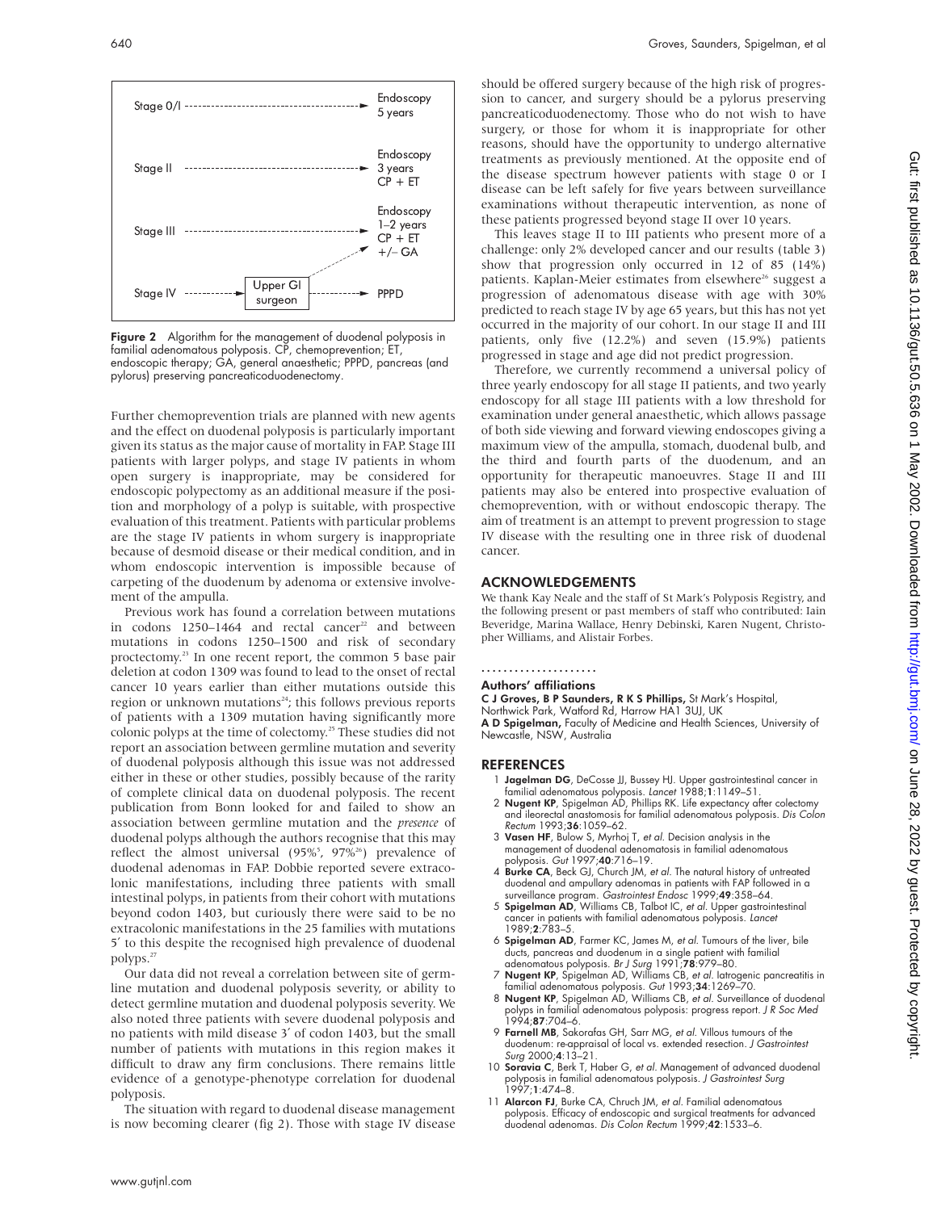Stage 0/I → Endoscopy 5 years

Stage II → Endoscopy 3 years CP + ET

Stage III → Endoscopy 1–2 years CP + ET +/– GA

Stage IV → Upper GI surgeon → PPPD

**Figure 2** Algorithm for the management of duodenal polyposis in familial adenomatous polyposis. CP, chemoprevention; ET, endoscopic therapy; GA, general anaesthetic; PPPD, pancreas (and pylorus) preserving pancreaticoduodenectomy.

Further chemoprevention trials are planned with new agents and the effect on duodenal polyposis is particularly important given its status as the major cause of mortality in FAP. Stage III patients with larger polyps, and stage IV patients in whom open surgery is inappropriate, may be considered for endoscopic polypectomy as an additional measure if the position and morphology of a polyp is suitable, with prospective evaluation of this treatment. Patients with particular problems are the stage IV patients in whom surgery is inappropriate because of desmoid disease or their medical condition, and in whom endoscopic intervention is impossible because of carpeting of the duodenum by adenoma or extensive involvement of the ampulla.

Previous work has found a correlation between mutations in codons 1250–1464 and rectal cancer[22] and between mutations in codons 1250–1500 and risk of secondary proctectomy.[23] In one recent report, the common 5 base pair deletion at codon 1309 was found to lead to the onset of rectal cancer 10 years earlier than either mutations outside this region or unknown mutations[24]; this follows previous reports of patients with a 1309 mutation having significantly more colonic polyps at the time of colectomy.[25] These studies did not report an association between germline mutation and severity of duodenal polyposis although this issue was not addressed either in these or other studies, possibly because of the rarity of complete clinical data on duodenal polyposis. The recent publication from Bonn looked for and failed to show an association between germline mutation and the *presence* of duodenal polyps although the authors recognise that this may reflect the almost universal (95%[5], 97%[26]) prevalence of duodenal adenomas in FAP. Dobbie reported severe extracolonic manifestations, including three patients with small intestinal polyps, in patients from their cohort with mutations beyond codon 1403, but curiously there were said to be no extracolonic manifestations in the 25 families with mutations 5′ to this despite the recognised high prevalence of duodenal polyps.[27]

Our data did not reveal a correlation between site of germline mutation and duodenal polyposis severity, or ability to detect germline mutation and duodenal polyposis severity. We also noted three patients with severe duodenal polyposis and no patients with mild disease 3′ of codon 1403, but the small number of patients with mutations in this region makes it difficult to draw any firm conclusions. There remains little evidence of a genotype-phenotype correlation for duodenal polyposis.

The situation with regard to duodenal disease management is now becoming clearer (fig 2). Those with stage IV disease should be offered surgery because of the high risk of progression to cancer, and surgery should be a pylorus preserving pancreaticoduodenectomy. Those who do not wish to have surgery, or those for whom it is inappropriate for other reasons, should have the opportunity to undergo alternative treatments as previously mentioned. At the opposite end of the disease spectrum however patients with stage 0 or I disease can be left safely for five years between surveillance examinations without therapeutic intervention, as none of these patients progressed beyond stage II over 10 years.

This leaves stage II to III patients who present more of a challenge: only 2% developed cancer and our results (table 3) show that progression only occurred in 12 of 85 (14%) patients. Kaplan-Meier estimates from elsewhere[26] suggest a progression of adenomatous disease with age with 30% predicted to reach stage IV by age 65 years, but this has not yet occurred in the majority of our cohort. In our stage II and III patients, only five (12.2%) and seven (15.9%) patients progressed in stage and age did not predict progression.

Therefore, we currently recommend a universal policy of three yearly endoscopy for all stage II patients, and two yearly endoscopy for all stage III patients with a low threshold for examination under general anaesthetic, which allows passage of both side viewing and forward viewing endoscopes giving a maximum view of the ampulla, stomach, duodenal bulb, and the third and fourth parts of the duodenum, and an opportunity for therapeutic manoeuvres. Stage II and III patients may also be entered into prospective evaluation of chemoprevention, with or without endoscopic therapy. The aim of treatment is an attempt to prevent progression to stage IV disease with the resulting one in three risk of duodenal cancer.

## ACKNOWLEDGEMENTS

We thank Kay Neale and the staff of St Mark's Polyposis Registry, and the following present or past members of staff who contributed: Iain Beveridge, Marina Wallace, Henry Debinski, Karen Nugent, Christopher Williams, and Alistair Forbes.

### Authors' affiliations

**C J Groves, B P Saunders, R K S Phillips,** St Mark's Hospital, Northwick Park, Watford Rd, Harrow HA1 3UJ, UK
**A D Spigelman,** Faculty of Medicine and Health Sciences, University of Newcastle, NSW, Australia

## REFERENCES

1. **Jagelman DG**, DeCosse JJ, Bussey HJ. Upper gastrointestinal cancer in familial adenomatous polyposis. *Lancet* 1988;**1**:1149–51.
2. **Nugent KP**, Spigelman AD, Phillips RK. Life expectancy after colectomy and ileorectal anastomosis for familial adenomatous polyposis. *Dis Colon Rectum* 1993;**36**:1059–62.
3. **Vasen HF**, Bulow S, Myrhoj T, *et al*. Decision analysis in the management of duodenal adenomatosis in familial adenomatous polyposis. *Gut* 1997;**40**:716–19.
4. **Burke CA**, Beck GJ, Church JM, *et al*. The natural history of untreated duodenal and ampullary adenomas in patients with FAP followed in a surveillance program. *Gastrointest Endosc* 1999;**49**:358–64.
5. **Spigelman AD**, Williams CB, Talbot IC, *et al*. Upper gastrointestinal cancer in patients with familial adenomatous polyposis. *Lancet* 1989;**2**:783–5.
6. **Spigelman AD**, Farmer KC, James M, *et al*. Tumours of the liver, bile ducts, pancreas and duodenum in a single patient with familial adenomatous polyposis. *Br J Surg* 1991;**78**:979–80.
7. **Nugent KP**, Spigelman AD, Williams CB, *et al*. Iatrogenic pancreatitis in familial adenomatous polyposis. *Gut* 1993;**34**:1269–70.
8. **Nugent KP**, Spigelman AD, Williams CB, *et al*. Surveillance of duodenal polyps in familial adenomatous polyposis: progress report. *J R Soc Med* 1994;**87**:704–6.
9. **Farnell MB**, Sakorafas GH, Sarr MG, *et al*. Villous tumours of the duodenum: re-appraisal of local vs. extended resection. *J Gastrointest Surg* 2000;**4**:13–21.
10. **Soravia C**, Berk T, Haber G, *et al*. Management of advanced duodenal polyposis in familial adenomatous polyposis. *J Gastrointest Surg* 1997;**1**:474–8.
11. **Alarcon FJ**, Burke CA, Chruch JM, *et al*. Familial adenomatous polyposis. Efficacy of endoscopic and surgical treatments for advanced duodenal adenomas. *Dis Colon Rectum* 1999;**42**:1533–6.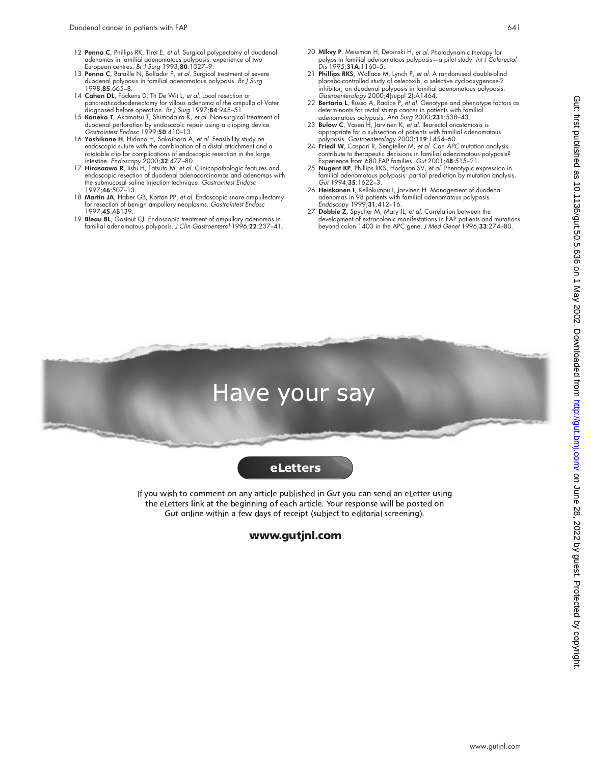12 **Penna C**, Phillips RK, Tiret E, *et al*. Surgical polypectomy of duodenal adenomas in familial adenomatous polyposis: experience of two European centres. *Br J Surg* 1993;**80**:1027–9.

13 **Penna C**, Bataille N, Balladur P, *et al*. Surgical treatment of severe duodenal polyposis in familial adenomatous polyposis. *Br J Surg* 1998;**85**:665–8.

14 **Cahen DL**, Fockens D, Th De Wit L, *et al*. Local resection or pancreaticoduodenectomy for villous adenoma of the ampulla of Vater diagnosed before operation. *Br J Surg* 1997;**84**:948–51.

15 **Kaneko T**, Akamatsu T, Shimodaira K, *et al*. Non-surgical treatment of duodenal perforation by endoscopic repair using a clipping device. *Gastrointest Endosc* 1999;**50**:410–13.

16 **Yoshikane H**, Hidano H, Sakaibara A, *et al*. Feasibility study on endoscopic suture with the combination of a distal attachment and a rotatable clip for complications of endoscopic resection in the large intestine. *Endoscopy* 2000;**32**:477–80.

17 **Hirasaawa R**, Iishi H, Tatsuta M, *et al*. Clinicopathologic features and endoscopic resection of duodenal adenocarcinomas and adenomas with the submucosal saline injection technique. *Gastrointest Endosc* 1997;**46**:507–13.

18 **Martin JA**, Haber GB, Kortan PP, *et al*. Endoscopic snare ampullectomy for resection of benign ampullary neoplasms. *Gastrointest Endosc* 1997;**45**:AB139.

19 **Bleau BL**, Gostout CJ. Endoscopic treatment of ampullary adenomas in familial adenomatous polyposis. *J Clin Gastroenterol* 1996;**22**:237–41.

20 **Mlkvy P**, Messman H, Debinski H, *et al*. Photodynamic therapy for polyps in familial adenomatous polyposis—a pilot study. *Int J Colorectal Dis* 1995;**31A**:1160–5.

21 **Phillips RKS**, Wallace M, Lynch P, *et al*. A randomised double-blind placebo-controlled study of celecoxib, a selective cyclooxygenase-2 inhibitor, on duodenal polyposis in familial adenomatous polyposis. *Gastroenterology* 2000;**4**(suppl 2):A1464.

22 **Bertario L**, Russo A, Radice P, *et al*. Genotype and phenotype factors as determinants for rectal stump cancer in patients with familial adenomatous polyposis. *Ann Surg* 2000;**231**:538–43.

23 **Bulow C**, Vasen H, Jarvinen K, *et al*. Ileorectal anastomosis is appropriate for a subsection of patients with familial adenomatous polyposis. *Gastroenterology* 2000;**119**:1454–60.

24 **Friedl W**, Caspari R, Sengteller M, *et al*. Can *APC* mutation analysis contribute to therapeutic decisions in familial adenomatous polyposis? Experience from 680 FAP families. *Gut* 2001;**48**:515–21.

25 **Nugent KP**, Phillips RKS, Hodgson SV, *et al*. Phenotypic expression in familial adenomatous polyposis: partial prediction by mutation analysis. *Gut* 1994;**35**:1622–3.

26 **Heiskanen I**, Kellokumpu I, Jarvinen H. Management of duodenal adenomas in 98 patients with familial adenomatous polyposis. *Endoscopy* 1999;**31**:412–16.

27 **Dobbie Z**, Spycher M, Mary JL, *et al*. Correlation between the development of extracolonic manifestations in FAP patients and mutations beyond colon 1403 in the APC gene. *J Med Genet* 1996;**33**:274–80.

# Have your say

## eLetters

If you wish to comment on any article published in *Gut* you can send an eLetter using the eLetters link at the beginning of each article. Your response will be posted on *Gut* online within a few days of receipt (subject to editorial screening).

**www.gutjnl.com**